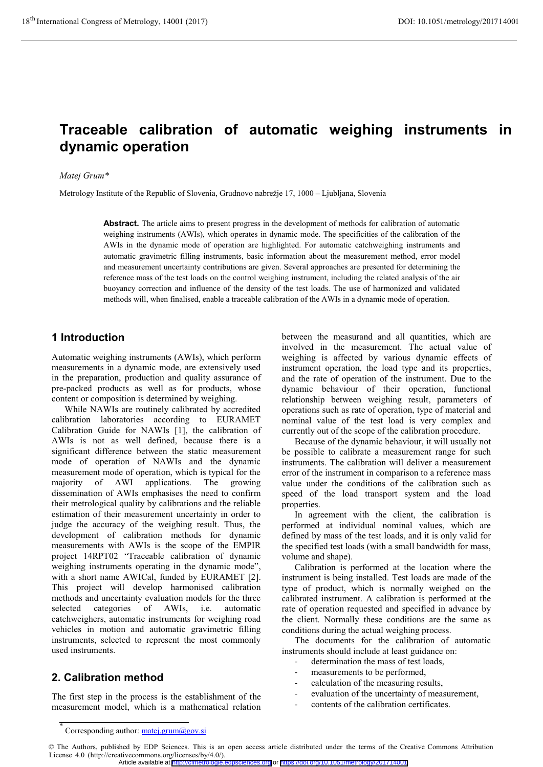# Traceable calibration of automatic weighing instruments in dynamic operation

*Matej Grum**

Metrology Institute of the Republic of Slovenia, Grudnovo nabrežje 17, 1000 – Ljubljana, Slovenia

**Abstract.** The article aims to present progress in the development of methods for calibration of automatic weighing instruments (AWIs), which operates in dynamic mode. The specificities of the calibration of the AWIs in the dynamic mode of operation are highlighted. For automatic catchweighing instruments and automatic gravimetric filling instruments, basic information about the measurement method, error model and measurement uncertainty contributions are given. Several approaches are presented for determining the reference mass of the test loads on the control weighing instrument, including the related analysis of the air buoyancy correction and influence of the density of the test loads. The use of harmonized and validated methods will, when finalised, enable a traceable calibration of the AWIs in a dynamic mode of operation.

## 1 Introduction

Automatic weighing instruments (AWIs), which perform measurements in a dynamic mode, are extensively used in the preparation, production and quality assurance of pre-packed products as well as for products, whose content or composition is determined by weighing.

While NAWIs are routinely calibrated by accredited calibration laboratories according to EURAMET Calibration Guide for NAWIs [1], the calibration of AWIs is not as well defined, because there is a significant difference between the static measurement mode of operation of NAWIs and the dynamic measurement mode of operation, which is typical for the majority of AWI applications. The growing dissemination of AWIs emphasises the need to confirm their metrological quality by calibrations and the reliable estimation of their measurement uncertainty in order to judge the accuracy of the weighing result. Thus, the development of calibration methods for dynamic measurements with AWIs is the scope of the EMPIR project 14RPT02 "Traceable calibration of dynamic weighing instruments operating in the dynamic mode", with a short name AWICal, funded by EURAMET [2]. This project will develop harmonised calibration methods and uncertainty evaluation models for the three selected categories of AWIs, i.e. automatic catchweighers, automatic instruments for weighing road vehicles in motion and automatic gravimetric filling instruments, selected to represent the most commonly used instruments.

## 2. Calibration method

The first step in the process is the establishment of the measurement model, which is a mathematical relation between the measurand and all quantities, which are involved in the measurement. The actual value of weighing is affected by various dynamic effects of instrument operation, the load type and its properties, and the rate of operation of the instrument. Due to the dynamic behaviour of their operation, functional relationship between weighing result, parameters of operations such as rate of operation, type of material and nominal value of the test load is very complex and currently out of the scope of the calibration procedure.

Because of the dynamic behaviour, it will usually not be possible to calibrate a measurement range for such instruments. The calibration will deliver a measurement error of the instrument in comparison to a reference mass value under the conditions of the calibration such as speed of the load transport system and the load properties.

In agreement with the client, the calibration is performed at individual nominal values, which are defined by mass of the test loads, and it is only valid for the specified test loads (with a small bandwidth for mass, volume and shape).

Calibration is performed at the location where the instrument is being installed. Test loads are made of the type of product, which is normally weighed on the calibrated instrument. A calibration is performed at the rate of operation requested and specified in advance by the client. Normally these conditions are the same as conditions during the actual weighing process.

The documents for the calibration of automatic instruments should include at least guidance on:

- determination the mass of test loads,
- measurements to be performed,
- calculation of the measuring results,
- evaluation of the uncertainty of measurement,
- contents of the calibration certificates.

\* Corresponding author: matej.grum@gov.si

© The Authors, published by EDP Sciences. This is an open access article distributed under the terms of the Creative Commons Attribution License 4.0 (http://creativecommons.org/licenses/by/4.0/).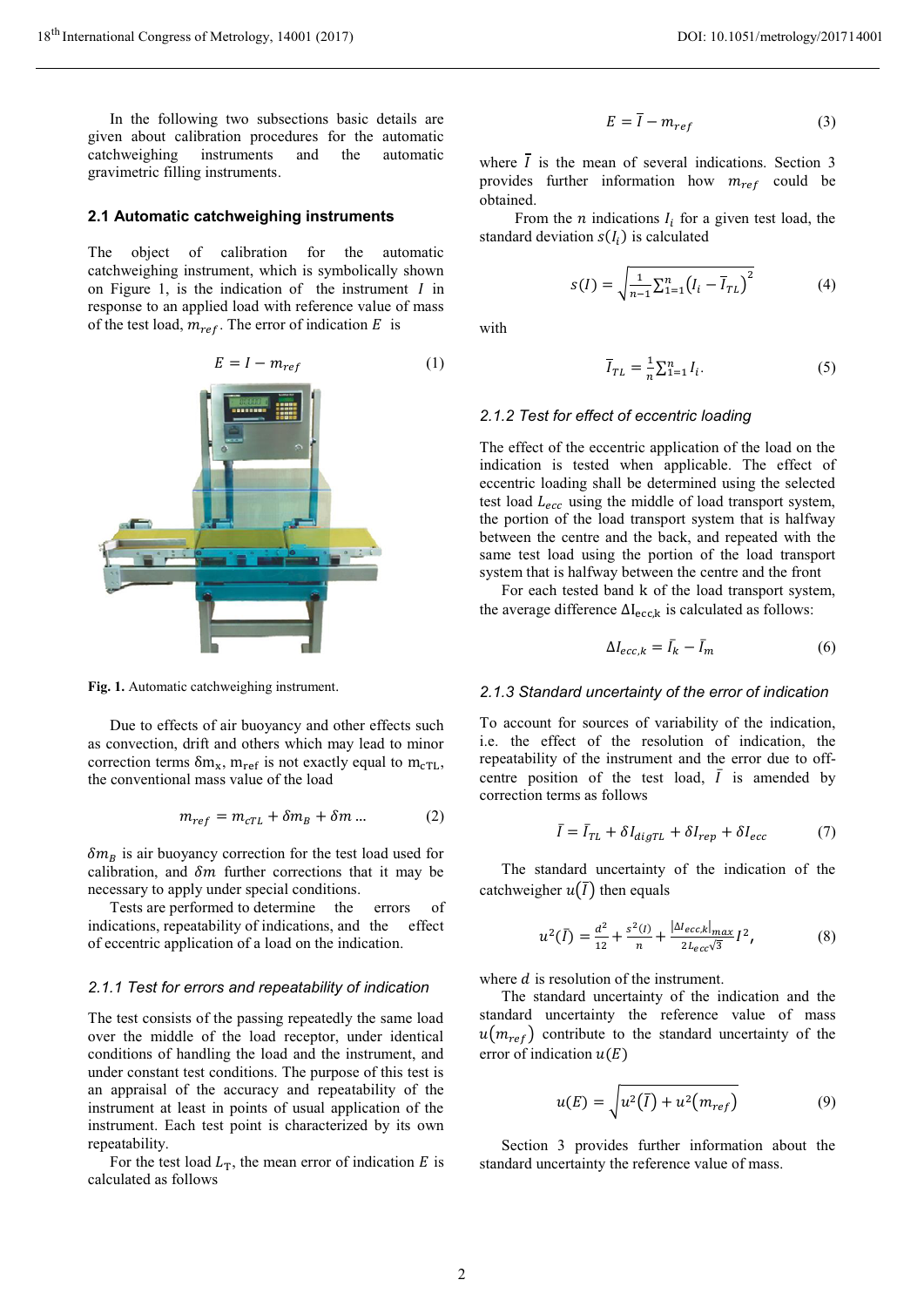In the following two subsections basic details are given about calibration procedures for the automatic catchweighing instruments and the automatic gravimetric filling instruments.

## 2.1 Automatic catchweighing instruments

The object of calibration for the automatic catchweighing instrument, which is symbolically shown on Figure 1, is the indication of the instrument $I$ in response to an applied load with reference value of mass of the test load, $m_{ref}$. The error of indication $E$ is

$$E = I - m_{ref} \tag{1}$$

**Fig. 1.** Automatic catchweighing instrument.

Due to effects of air buoyancy and other effects such as convection, drift and others which may lead to minor correction terms $\delta m_x$, $m_{ref}$ is not exactly equal to $m_{cTL}$, the conventional mass value of the load

$$m_{ref} = m_{cTL} + \delta m_B + \delta m \ldots \tag{2}$$

$\delta m_B$ is air buoyancy correction for the test load used for calibration, and $\delta m$ further corrections that it may be necessary to apply under special conditions.

Tests are performed to determine the errors of indications, repeatability of indications, and the effect of eccentric application of a load on the indication.

### *2.1.1 Test for errors and repeatability of indication*

The test consists of the passing repeatedly the same load over the middle of the load receptor, under identical conditions of handling the load and the instrument, and under constant test conditions. The purpose of this test is an appraisal of the accuracy and repeatability of the instrument at least in points of usual application of the instrument. Each test point is characterized by its own repeatability.

For the test load $L_T$, the mean error of indication $E$ is calculated as follows

$$E = \bar{I} - m_{ref} \tag{3}$$

where $\bar{I}$ is the mean of several indications. Section 3 provides further information how $m_{ref}$ could be obtained.

From the $n$ indications $I_i$ for a given test load, the standard deviation $s(I_i)$ is calculated

$$s(I) = \sqrt{\frac{1}{n-1}\sum_{i=1}^{n}\left(I_i - \bar{I}_{TL}\right)^2} \tag{4}$$

with

$$\bar{I}_{TL} = \frac{1}{n}\sum_{i=1}^{n} I_i. \tag{5}$$

### *2.1.2 Test for effect of eccentric loading*

The effect of the eccentric application of the load on the indication is tested when applicable. The effect of eccentric loading shall be determined using the selected test load $L_{ecc}$ using the middle of load transport system, the portion of the load transport system that is halfway between the centre and the back, and repeated with the same test load using the portion of the load transport system that is halfway between the centre and the front

For each tested band k of the load transport system, the average difference $\Delta I_{ecc,k}$ is calculated as follows:

$$\Delta I_{ecc,k} = \bar{I}_k - \bar{I}_m \tag{6}$$

### *2.1.3 Standard uncertainty of the error of indication*

To account for sources of variability of the indication, i.e. the effect of the resolution of indication, the repeatability of the instrument and the error due to off-centre position of the test load, $\bar{I}$ is amended by correction terms as follows

$$\bar{I} = \bar{I}_{TL} + \delta I_{digTL} + \delta I_{rep} + \delta I_{ecc} \tag{7}$$

The standard uncertainty of the indication of the catchweigher $u(\bar{I})$ then equals

$$u^2(\bar{I}) = \frac{d^2}{12} + \frac{s^2(I)}{n} + \frac{\left|\Delta I_{ecc,k}\right|_{max}}{2L_{ecc}\sqrt{3}} I^2, \tag{8}$$

where $d$ is resolution of the instrument.

The standard uncertainty of the indication and the standard uncertainty the reference value of mass $u(m_{ref})$ contribute to the standard uncertainty of the error of indication $u(E)$

$$u(E) = \sqrt{u^2(\bar{I}) + u^2(m_{ref})} \tag{9}$$

Section 3 provides further information about the standard uncertainty the reference value of mass.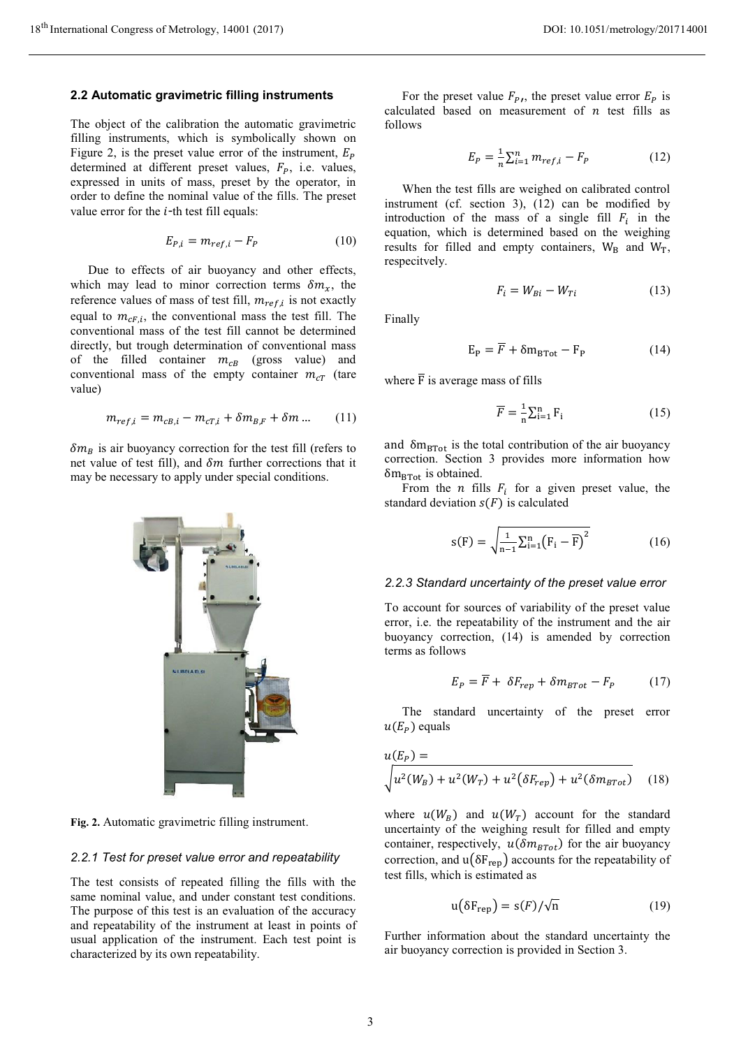### 2.2 Automatic gravimetric filling instruments

The object of the calibration the automatic gravimetric filling instruments, which is symbolically shown on Figure 2, is the preset value error of the instrument, $E_P$ determined at different preset values, $F_P$, i.e. values, expressed in units of mass, preset by the operator, in order to define the nominal value of the fills. The preset value error for the $i$-th test fill equals:

$$E_{P,i} = m_{ref,i} - F_P \tag{10}$$

Due to effects of air buoyancy and other effects, which may lead to minor correction terms $\delta m_x$, the reference values of mass of test fill, $m_{ref,i}$ is not exactly equal to $m_{cF,i}$, the conventional mass the test fill. The conventional mass of the test fill cannot be determined directly, but trough determination of conventional mass of the filled container $m_{cB}$ (gross value) and conventional mass of the empty container $m_{cT}$ (tare value)

$$m_{ref,i} = m_{cB,i} - m_{cT,i} + \delta m_{B,F} + \delta m \ldots \tag{11}$$

$\delta m_B$ is air buoyancy correction for the test fill (refers to net value of test fill), and $\delta m$ further corrections that it may be necessary to apply under special conditions.

**Fig. 2.** Automatic gravimetric filling instrument.

#### 2.2.1 Test for preset value error and repeatability

The test consists of repeated filling the fills with the same nominal value, and under constant test conditions. The purpose of this test is an evaluation of the accuracy and repeatability of the instrument at least in points of usual application of the instrument. Each test point is characterized by its own repeatability.

For the preset value $F_P$, the preset value error $E_P$ is calculated based on measurement of $n$ test fills as follows

$$E_P = \frac{1}{n}\sum_{i=1}^{n} m_{ref,i} - F_P \tag{12}$$

When the test fills are weighed on calibrated control instrument (cf. section 3), (12) can be modified by introduction of the mass of a single fill $F_i$ in the equation, which is determined based on the weighing results for filled and empty containers, $W_B$ and $W_T$, respecitvely.

$$F_i = W_{Bi} - W_{Ti} \tag{13}$$

Finally

$$E_P = \overline{F} + \delta m_{BTot} - F_P \tag{14}$$

where $\overline{F}$ is average mass of fills

$$\overline{F} = \frac{1}{n}\sum_{i=1}^{n} F_i \tag{15}$$

and $\delta m_{BTot}$ is the total contribution of the air buoyancy correction. Section 3 provides more information how $\delta m_{BTot}$ is obtained.

From the $n$ fills $F_i$ for a given preset value, the standard deviation $s(F)$ is calculated

$$s(F) = \sqrt{\frac{1}{n-1}\sum_{i=1}^{n}\left(F_i - \overline{F}\right)^2} \tag{16}$$

#### 2.2.3 Standard uncertainty of the preset value error

To account for sources of variability of the preset value error, i.e. the repeatability of the instrument and the air buoyancy correction, (14) is amended by correction terms as follows

$$E_P = \overline{F} + \delta F_{rep} + \delta m_{BTot} - F_P \tag{17}$$

The standard uncertainty of the preset error $u(E_P)$ equals

$$u(E_P) = \sqrt{u^2(W_B) + u^2(W_T) + u^2(\delta F_{rep}) + u^2(\delta m_{BTot})} \tag{18}$$

where $u(W_B)$ and $u(W_T)$ account for the standard uncertainty of the weighing result for filled and empty container, respectively, $u(\delta m_{BTot})$ for the air buoyancy correction, and $u(\delta F_{rep})$ accounts for the repeatability of test fills, which is estimated as

$$u(\delta F_{rep}) = s(F)/\sqrt{n} \tag{19}$$

Further information about the standard uncertainty the air buoyancy correction is provided in Section 3.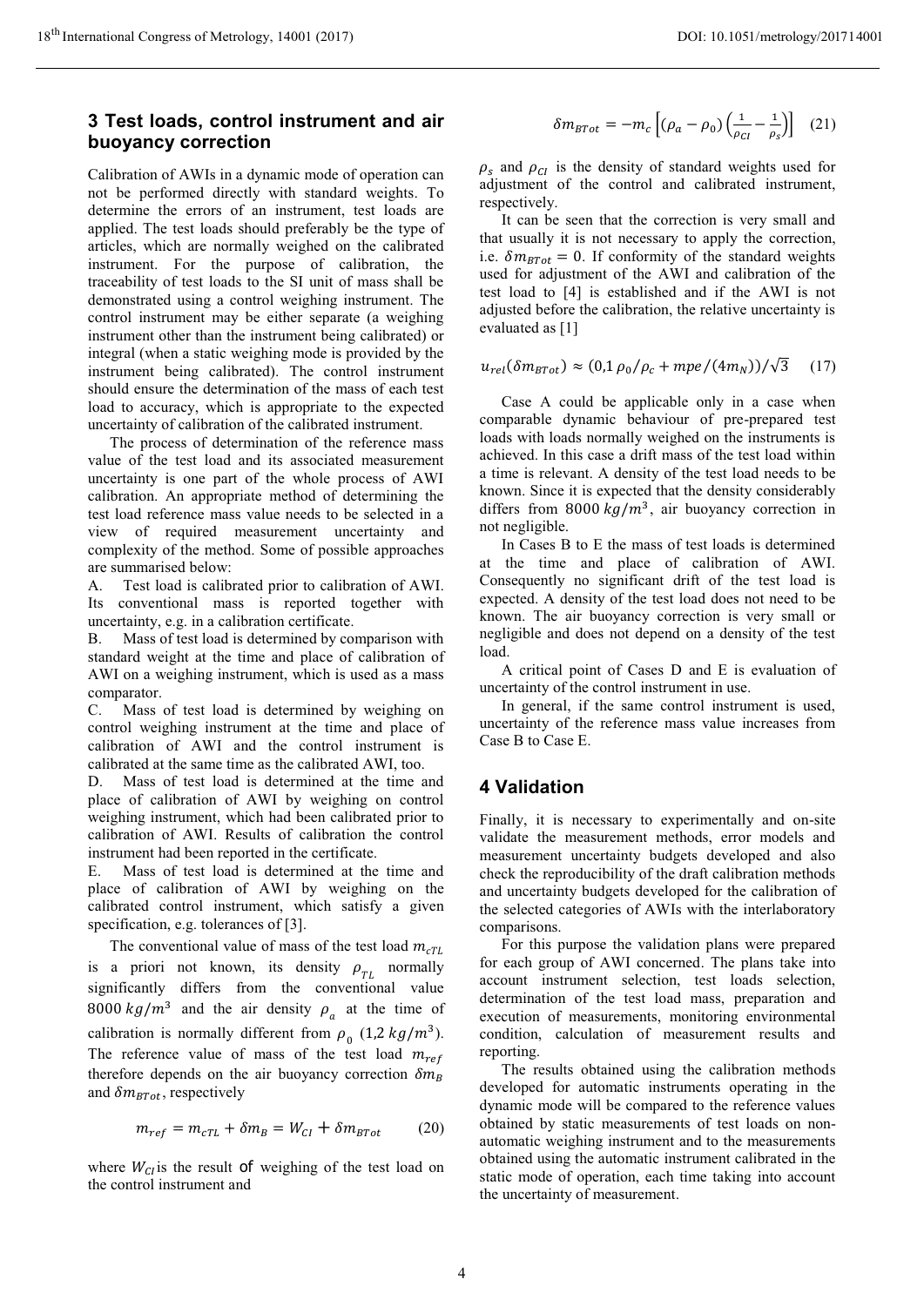## 3 Test loads, control instrument and air buoyancy correction

Calibration of AWIs in a dynamic mode of operation can not be performed directly with standard weights. To determine the errors of an instrument, test loads are applied. The test loads should preferably be the type of articles, which are normally weighed on the calibrated instrument. For the purpose of calibration, the traceability of test loads to the SI unit of mass shall be demonstrated using a control weighing instrument. The control instrument may be either separate (a weighing instrument other than the instrument being calibrated) or integral (when a static weighing mode is provided by the instrument being calibrated). The control instrument should ensure the determination of the mass of each test load to accuracy, which is appropriate to the expected uncertainty of calibration of the calibrated instrument.

The process of determination of the reference mass value of the test load and its associated measurement uncertainty is one part of the whole process of AWI calibration. An appropriate method of determining the test load reference mass value needs to be selected in a view of required measurement uncertainty and complexity of the method. Some of possible approaches are summarised below:

A. Test load is calibrated prior to calibration of AWI. Its conventional mass is reported together with uncertainty, e.g. in a calibration certificate.

B. Mass of test load is determined by comparison with standard weight at the time and place of calibration of AWI on a weighing instrument, which is used as a mass comparator.

C. Mass of test load is determined by weighing on control weighing instrument at the time and place of calibration of AWI and the control instrument is calibrated at the same time as the calibrated AWI, too.

D. Mass of test load is determined at the time and place of calibration of AWI by weighing on control weighing instrument, which had been calibrated prior to calibration of AWI. Results of calibration the control instrument had been reported in the certificate.

E. Mass of test load is determined at the time and place of calibration of AWI by weighing on the calibrated control instrument, which satisfy a given specification, e.g. tolerances of [3].

The conventional value of mass of the test load $m_{cTL}$ is a priori not known, its density $\rho_{TL}$ normally significantly differs from the conventional value $8000\ kg/m^3$ and the air density $\rho_a$ at the time of calibration is normally different from $\rho_0$ ($1{,}2\ kg/m^3$). The reference value of mass of the test load $m_{ref}$ therefore depends on the air buoyancy correction $\delta m_B$ and $\delta m_{BTot}$, respectively

$$m_{ref} = m_{cTL} + \delta m_B = W_{CI} + \delta m_{BTot} \qquad (20)$$

where $W_{CI}$ is the result of weighing of the test load on the control instrument and

$$\delta m_{BTot} = -m_c \left[ (\rho_a - \rho_0) \left( \frac{1}{\rho_{CI}} - \frac{1}{\rho_s} \right) \right] \qquad (21)$$

$\rho_s$ and $\rho_{CI}$ is the density of standard weights used for adjustment of the control and calibrated instrument, respectively.

It can be seen that the correction is very small and that usually it is not necessary to apply the correction, i.e. $\delta m_{BTot} = 0$. If conformity of the standard weights used for adjustment of the AWI and calibration of the test load to [4] is established and if the AWI is not adjusted before the calibration, the relative uncertainty is evaluated as [1]

$$u_{rel}(\delta m_{BTot}) \approx (0{,}1\,\rho_0/\rho_c + mpe/(4 m_N))/\sqrt{3} \qquad (17)$$

Case A could be applicable only in a case when comparable dynamic behaviour of pre-prepared test loads with loads normally weighed on the instruments is achieved. In this case a drift mass of the test load within a time is relevant. A density of the test load needs to be known. Since it is expected that the density considerably differs from $8000\ kg/m^3$, air buoyancy correction in not negligible.

In Cases B to E the mass of test loads is determined at the time and place of calibration of AWI. Consequently no significant drift of the test load is expected. A density of the test load does not need to be known. The air buoyancy correction is very small or negligible and does not depend on a density of the test load.

A critical point of Cases D and E is evaluation of uncertainty of the control instrument in use.

In general, if the same control instrument is used, uncertainty of the reference mass value increases from Case B to Case E.

## 4 Validation

Finally, it is necessary to experimentally and on-site validate the measurement methods, error models and measurement uncertainty budgets developed and also check the reproducibility of the draft calibration methods and uncertainty budgets developed for the calibration of the selected categories of AWIs with the interlaboratory comparisons.

For this purpose the validation plans were prepared for each group of AWI concerned. The plans take into account instrument selection, test loads selection, determination of the test load mass, preparation and execution of measurements, monitoring environmental condition, calculation of measurement results and reporting.

The results obtained using the calibration methods developed for automatic instruments operating in the dynamic mode will be compared to the reference values obtained by static measurements of test loads on non-automatic weighing instrument and to the measurements obtained using the automatic instrument calibrated in the static mode of operation, each time taking into account the uncertainty of measurement.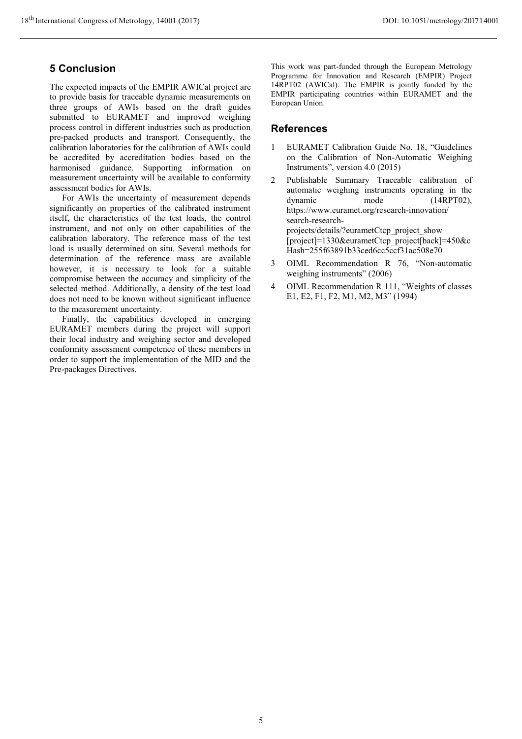## 5 Conclusion

The expected impacts of the EMPIR AWICal project are to provide basis for traceable dynamic measurements on three groups of AWIs based on the draft guides submitted to EURAMET and improved weighing process control in different industries such as production pre-packed products and transport. Consequently, the calibration laboratories for the calibration of AWIs could be accredited by accreditation bodies based on the harmonised guidance. Supporting information on measurement uncertainty will be available to conformity assessment bodies for AWIs.

For AWIs the uncertainty of measurement depends significantly on properties of the calibrated instrument itself, the characteristics of the test loads, the control instrument, and not only on other capabilities of the calibration laboratory. The reference mass of the test load is usually determined on situ. Several methods for determination of the reference mass are available however, it is necessary to look for a suitable compromise between the accuracy and simplicity of the selected method. Additionally, a density of the test load does not need to be known without significant influence to the measurement uncertainty.

Finally, the capabilities developed in emerging EURAMET members during the project will support their local industry and weighing sector and developed conformity assessment competence of these members in order to support the implementation of the MID and the Pre-packages Directives.

This work was part-funded through the European Metrology Programme for Innovation and Research (EMPIR) Project 14RPT02 (AWICal). The EMPIR is jointly funded by the EMPIR participating countries within EURAMET and the European Union.

## References

1. EURAMET Calibration Guide No. 18, "Guidelines on the Calibration of Non-Automatic Weighing Instruments", version 4.0 (2015)
2. Publishable Summary Traceable calibration of automatic weighing instruments operating in the dynamic mode (14RPT02), https://www.euramet.org/research-innovation/search-research-projects/details/?eurametCtcp_project_show[project]=1330&eurametCtcp_project[back]=450&cHash=255f63891b33ced6cc5ccf31ac508e70
3. OIML Recommendation R 76, "Non-automatic weighing instruments" (2006)
4. OIML Recommendation R 111, "Weights of classes E1, E2, F1, F2, M1, M2, M3" (1994)